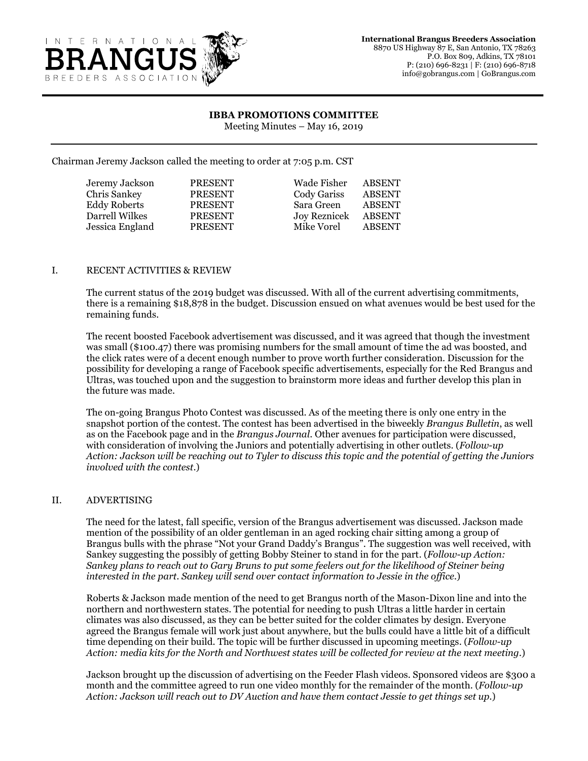International Brangus Breeders Association
8870 US Highway 87 E, San Antonio, TX 78263
P.O. Box 809, Adkins, TX 78101
P: (210) 696-8231 | F: (210) 696-8718
info@gobrangus.com | GoBrangus.com

# IBBA PROMOTIONS COMMITTEE

Meeting Minutes – May 16, 2019

Chairman Jeremy Jackson called the meeting to order at 7:05 p.m. CST

| | | | |
|---|---|---|---|
| Jeremy Jackson | PRESENT | Wade Fisher | ABSENT |
| Chris Sankey | PRESENT | Cody Gariss | ABSENT |
| Eddy Roberts | PRESENT | Sara Green | ABSENT |
| Darrell Wilkes | PRESENT | Joy Reznicek | ABSENT |
| Jessica England | PRESENT | Mike Vorel | ABSENT |

## I. RECENT ACTIVITIES & REVIEW

The current status of the 2019 budget was discussed. With all of the current advertising commitments, there is a remaining $18,878 in the budget. Discussion ensued on what avenues would be best used for the remaining funds.

The recent boosted Facebook advertisement was discussed, and it was agreed that though the investment was small ($100.47) there was promising numbers for the small amount of time the ad was boosted, and the click rates were of a decent enough number to prove worth further consideration. Discussion for the possibility for developing a range of Facebook specific advertisements, especially for the Red Brangus and Ultras, was touched upon and the suggestion to brainstorm more ideas and further develop this plan in the future was made.

The on-going Brangus Photo Contest was discussed. As of the meeting there is only one entry in the snapshot portion of the contest. The contest has been advertised in the biweekly *Brangus Bulletin*, as well as on the Facebook page and in the *Brangus Journal*. Other avenues for participation were discussed, with consideration of involving the Juniors and potentially advertising in other outlets. (*Follow-up Action: Jackson will be reaching out to Tyler to discuss this topic and the potential of getting the Juniors involved with the contest.*)

## II. ADVERTISING

The need for the latest, fall specific, version of the Brangus advertisement was discussed. Jackson made mention of the possibility of an older gentleman in an aged rocking chair sitting among a group of Brangus bulls with the phrase "Not your Grand Daddy's Brangus". The suggestion was well received, with Sankey suggesting the possibly of getting Bobby Steiner to stand in for the part. (*Follow-up Action: Sankey plans to reach out to Gary Bruns to put some feelers out for the likelihood of Steiner being interested in the part. Sankey will send over contact information to Jessie in the office.*)

Roberts & Jackson made mention of the need to get Brangus north of the Mason-Dixon line and into the northern and northwestern states. The potential for needing to push Ultras a little harder in certain climates was also discussed, as they can be better suited for the colder climates by design. Everyone agreed the Brangus female will work just about anywhere, but the bulls could have a little bit of a difficult time depending on their build. The topic will be further discussed in upcoming meetings. (*Follow-up Action: media kits for the North and Northwest states will be collected for review at the next meeting.*)

Jackson brought up the discussion of advertising on the Feeder Flash videos. Sponsored videos are $300 a month and the committee agreed to run one video monthly for the remainder of the month. (*Follow-up Action: Jackson will reach out to DV Auction and have them contact Jessie to get things set up.*)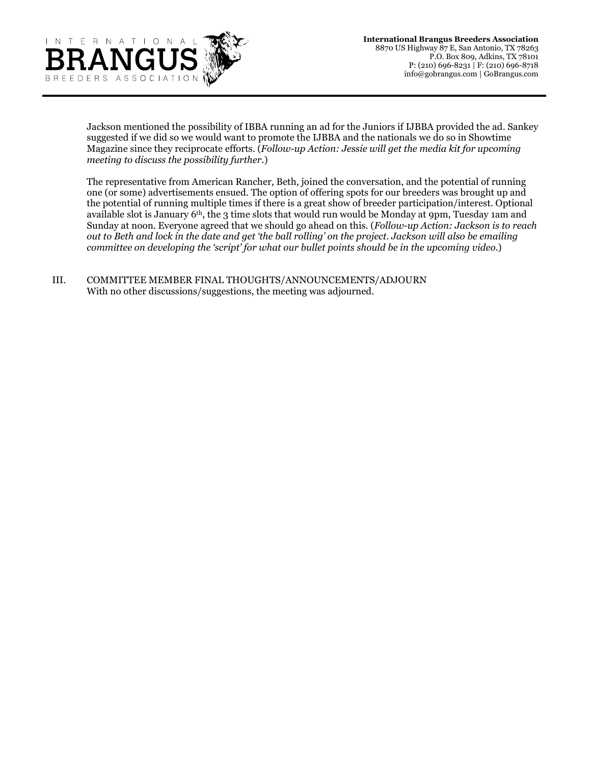Jackson mentioned the possibility of IBBA running an ad for the Juniors if IJBBA provided the ad. Sankey suggested if we did so we would want to promote the IJBBA and the nationals we do so in Showtime Magazine since they reciprocate efforts. (*Follow-up Action: Jessie will get the media kit for upcoming meeting to discuss the possibility further*.)

The representative from American Rancher, Beth, joined the conversation, and the potential of running one (or some) advertisements ensued. The option of offering spots for our breeders was brought up and the potential of running multiple times if there is a great show of breeder participation/interest. Optional available slot is January 6th, the 3 time slots that would run would be Monday at 9pm, Tuesday 1am and Sunday at noon. Everyone agreed that we should go ahead on this. (*Follow-up Action: Jackson is to reach out to Beth and lock in the date and get 'the ball rolling' on the project. Jackson will also be emailing committee on developing the 'script' for what our bullet points should be in the upcoming video.*)

III. COMMITTEE MEMBER FINAL THOUGHTS/ANNOUNCEMENTS/ADJOURN
With no other discussions/suggestions, the meeting was adjourned.